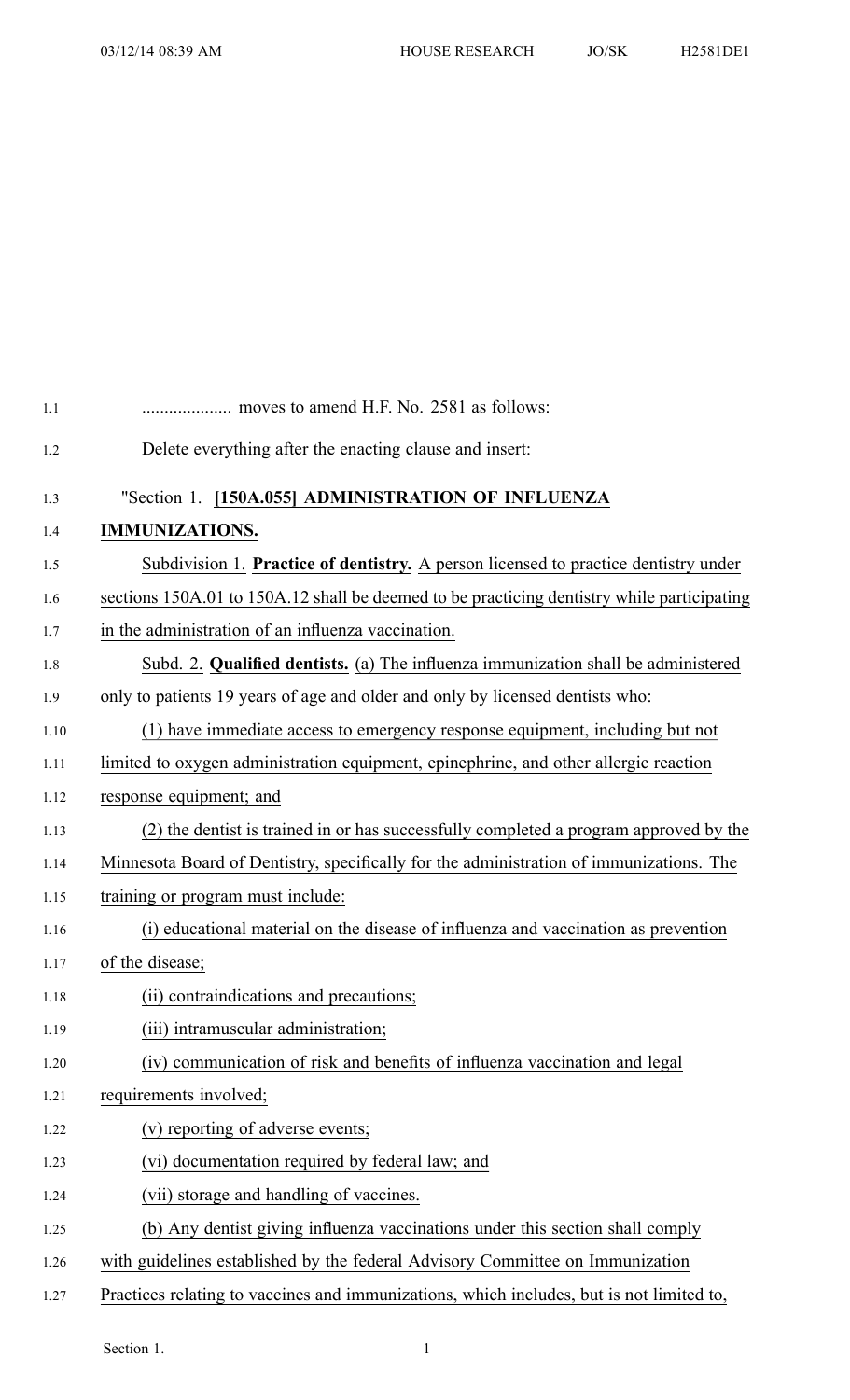.................... moves to amend H.F. No. 2581 as follows:

Delete everything after the enacting clause and insert:

"Section 1. **[150A.055] ADMINISTRATION OF INFLUENZA IMMUNIZATIONS.**

Subdivision 1. **Practice of dentistry.** A person licensed to practice dentistry under sections 150A.01 to 150A.12 shall be deemed to be practicing dentistry while participating in the administration of an influenza vaccination.

Subd. 2. **Qualified dentists.** (a) The influenza immunization shall be administered only to patients 19 years of age and older and only by licensed dentists who:

(1) have immediate access to emergency response equipment, including but not limited to oxygen administration equipment, epinephrine, and other allergic reaction response equipment; and

(2) the dentist is trained in or has successfully completed a program approved by the Minnesota Board of Dentistry, specifically for the administration of immunizations. The training or program must include:

(i) educational material on the disease of influenza and vaccination as prevention of the disease;

(ii) contraindications and precautions;

(iii) intramuscular administration;

(iv) communication of risk and benefits of influenza vaccination and legal requirements involved;

(v) reporting of adverse events;

(vi) documentation required by federal law; and

(vii) storage and handling of vaccines.

(b) Any dentist giving influenza vaccinations under this section shall comply with guidelines established by the federal Advisory Committee on Immunization Practices relating to vaccines and immunizations, which includes, but is not limited to,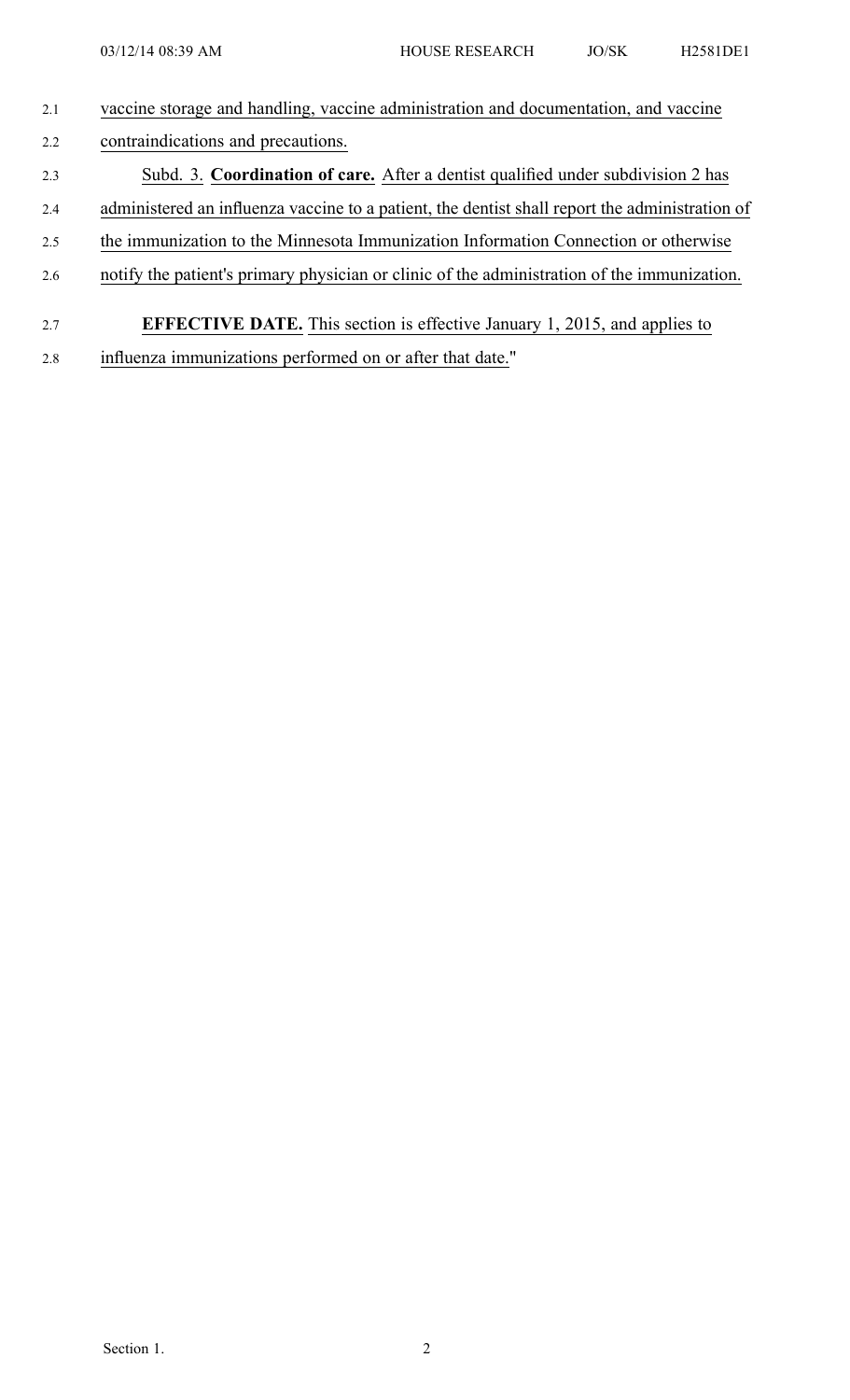vaccine storage and handling, vaccine administration and documentation, and vaccine contraindications and precautions.

Subd. 3. **Coordination of care.** After a dentist qualified under subdivision 2 has administered an influenza vaccine to a patient, the dentist shall report the administration of the immunization to the Minnesota Immunization Information Connection or otherwise notify the patient's primary physician or clinic of the administration of the immunization.

**EFFECTIVE DATE.** This section is effective January 1, 2015, and applies to influenza immunizations performed on or after that date."